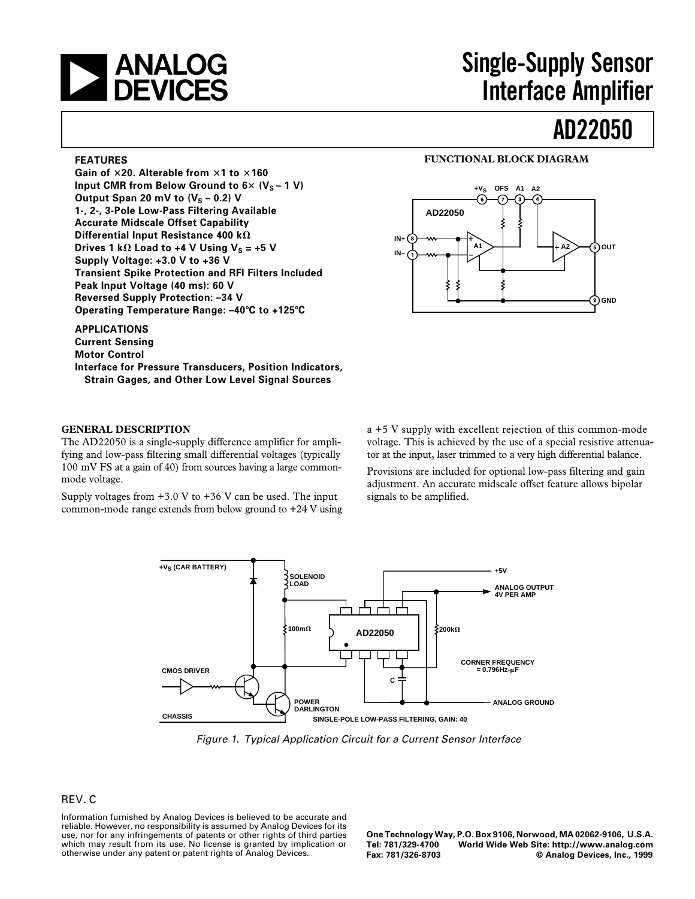# Single-Supply Sensor Interface Amplifier

# AD22050

## FEATURES

**Gain of ×20. Alterable from ×1 to ×160**
**Input CMR from Below Ground to 6× ($V_S$ – 1 V)**
**Output Span 20 mV to ($V_S$ – 0.2) V**
**1-, 2-, 3-Pole Low-Pass Filtering Available**
**Accurate Midscale Offset Capability**
**Differential Input Resistance 400 kΩ**
**Drives 1 kΩ Load to +4 V Using $V_S$ = +5 V**
**Supply Voltage: +3.0 V to +36 V**
**Transient Spike Protection and RFI Filters Included**
**Peak Input Voltage (40 ms): 60 V**
**Reversed Supply Protection: –34 V**
**Operating Temperature Range: –40°C to +125°C**

## APPLICATIONS

**Current Sensing**
**Motor Control**
**Interface for Pressure Transducers, Position Indicators, Strain Gages, and Other Low Level Signal Sources**

## FUNCTIONAL BLOCK DIAGRAM

## GENERAL DESCRIPTION

The AD22050 is a single-supply difference amplifier for amplifying and low-pass filtering small differential voltages (typically 100 mV FS at a gain of 40) from sources having a large common-mode voltage.

Supply voltages from +3.0 V to +36 V can be used. The input common-mode range extends from below ground to +24 V using a +5 V supply with excellent rejection of this common-mode voltage. This is achieved by the use of a special resistive attenuator at the input, laser trimmed to a very high differential balance.

Provisions are included for optional low-pass filtering and gain adjustment. An accurate midscale offset feature allows bipolar signals to be amplified.

*Figure 1. Typical Application Circuit for a Current Sensor Interface*

REV. C

Information furnished by Analog Devices is believed to be accurate and reliable. However, no responsibility is assumed by Analog Devices for its use, nor for any infringements of patents or other rights of third parties which may result from its use. No license is granted by implication or otherwise under any patent or patent rights of Analog Devices.

One Technology Way, P.O. Box 9106, Norwood, MA 02062-9106, U.S.A.
Tel: 781/329-4700 World Wide Web Site: http://www.analog.com
Fax: 781/326-8703 © Analog Devices, Inc., 1999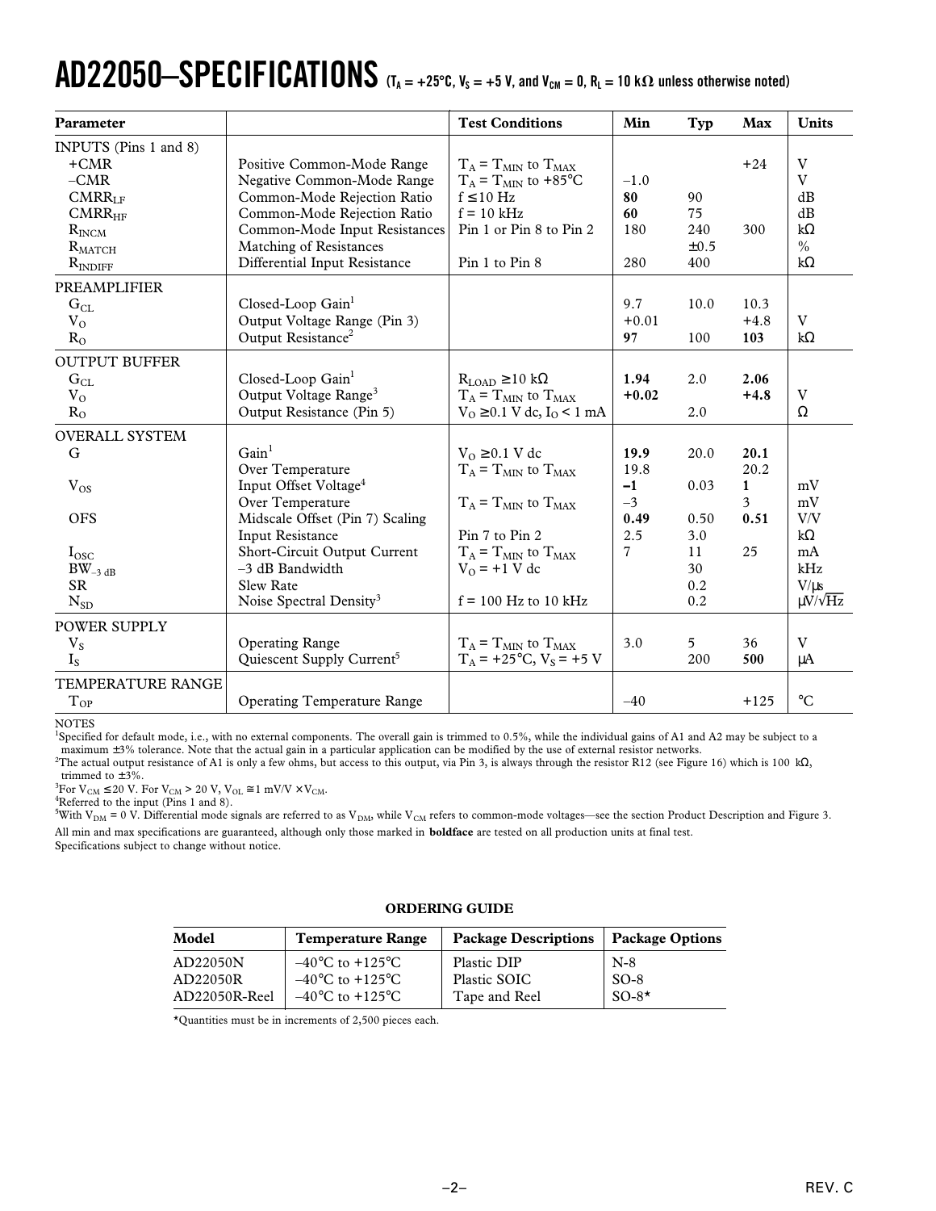# AD22050–SPECIFICATIONS ($T_A$ = +25°C, $V_S$ = +5 V, and $V_{CM}$ = 0, $R_L$ = 10 kΩ unless otherwise noted)

| Parameter | | Test Conditions | Min | Typ | Max | Units |
|---|---|---|---|---|---|---|
| INPUTS (Pins 1 and 8) | | | | | | |
| +CMR | Positive Common-Mode Range | $T_A = T_{MIN}$ to $T_{MAX}$ | | | +24 | V |
| –CMR | Negative Common-Mode Range | $T_A = T_{MIN}$ to +85°C | –1.0 | | | V |
| $CMRR_{LF}$ | Common-Mode Rejection Ratio | f ≤ 10 Hz | **80** | 90 | | dB |
| $CMRR_{HF}$ | Common-Mode Rejection Ratio | f = 10 kHz | **60** | 75 | | dB |
| $R_{INCM}$ | Common-Mode Input Resistances | Pin 1 or Pin 8 to Pin 2 | 180 | 240 | 300 | kΩ |
| $R_{MATCH}$ | Matching of Resistances | | | ±0.5 | | % |
| $R_{INDIFF}$ | Differential Input Resistance | Pin 1 to Pin 8 | 280 | 400 | | kΩ |
| PREAMPLIFIER | | | | | | |
| $G_{CL}$ | Closed-Loop Gain[1] | | 9.7 | 10.0 | 10.3 | |
| $V_O$ | Output Voltage Range (Pin 3) | | +0.01 | | +4.8 | V |
| $R_O$ | Output Resistance[2] | | **97** | 100 | **103** | kΩ |
| OUTPUT BUFFER | | | | | | |
| $G_{CL}$ | Closed-Loop Gain[1] | $R_{LOAD}$ ≥ 10 kΩ | **1.94** | 2.0 | **2.06** | |
| $V_O$ | Output Voltage Range[3] | $T_A = T_{MIN}$ to $T_{MAX}$ | **+0.02** | | **+4.8** | V |
| $R_O$ | Output Resistance (Pin 5) | $V_O$ ≥ 0.1 V dc, $I_O$ < 1 mA | | 2.0 | | Ω |
| OVERALL SYSTEM | | | | | | |
| G | Gain[1] | $V_O$ ≥ 0.1 V dc | **19.9** | 20.0 | **20.1** | |
| | Over Temperature | $T_A = T_{MIN}$ to $T_{MAX}$ | 19.8 | | 20.2 | |
| $V_{OS}$ | Input Offset Voltage[4] | | **–1** | 0.03 | **1** | mV |
| | Over Temperature | $T_A = T_{MIN}$ to $T_{MAX}$ | –3 | | 3 | mV |
| OFS | Midscale Offset (Pin 7) Scaling | | **0.49** | 0.50 | **0.51** | V/V |
| | Input Resistance | Pin 7 to Pin 2 | 2.5 | 3.0 | | kΩ |
| $I_{OSC}$ | Short-Circuit Output Current | $T_A = T_{MIN}$ to $T_{MAX}$ | 7 | 11 | 25 | mA |
| $BW_{-3\,dB}$ | –3 dB Bandwidth | $V_O$ = +1 V dc | | 30 | | kHz |
| SR | Slew Rate | | | 0.2 | | V/µs |
| $N_{SD}$ | Noise Spectral Density[3] | f = 100 Hz to 10 kHz | | 0.2 | | µV/√Hz |
| POWER SUPPLY | | | | | | |
| $V_S$ | Operating Range | $T_A = T_{MIN}$ to $T_{MAX}$ | 3.0 | 5 | 36 | V |
| $I_S$ | Quiescent Supply Current[5] | $T_A$ = +25°C, $V_S$ = +5 V | | 200 | **500** | µA |
| TEMPERATURE RANGE | | | | | | |
| $T_{OP}$ | Operating Temperature Range | | –40 | | +125 | °C |

NOTES

[1]Specified for default mode, i.e., with no external components. The overall gain is trimmed to 0.5%, while the individual gains of A1 and A2 may be subject to a maximum ±3% tolerance. Note that the actual gain in a particular application can be modified by the use of external resistor networks.

[2]The actual output resistance of A1 is only a few ohms, but access to this output, via Pin 3, is always through the resistor R12 (see Figure 16) which is 100 kΩ, trimmed to ±3%.

[3]For $V_{CM}$ ≤ 20 V. For $V_{CM}$ > 20 V, $V_{OL}$ ≅ 1 mV/V × $V_{CM}$.

[4]Referred to the input (Pins 1 and 8).

[5]With $V_{DM}$ = 0 V. Differential mode signals are referred to as $V_{DM}$, while $V_{CM}$ refers to common-mode voltages—see the section Product Description and Figure 3.

All min and max specifications are guaranteed, although only those marked in **boldface** are tested on all production units at final test.

Specifications subject to change without notice.

## ORDERING GUIDE

| Model | Temperature Range | Package Descriptions | Package Options |
|---|---|---|---|
| AD22050N | –40°C to +125°C | Plastic DIP | N-8 |
| AD22050R | –40°C to +125°C | Plastic SOIC | SO-8 |
| AD22050R-Reel | –40°C to +125°C | Tape and Reel | SO-8* |

*Quantities must be in increments of 2,500 pieces each.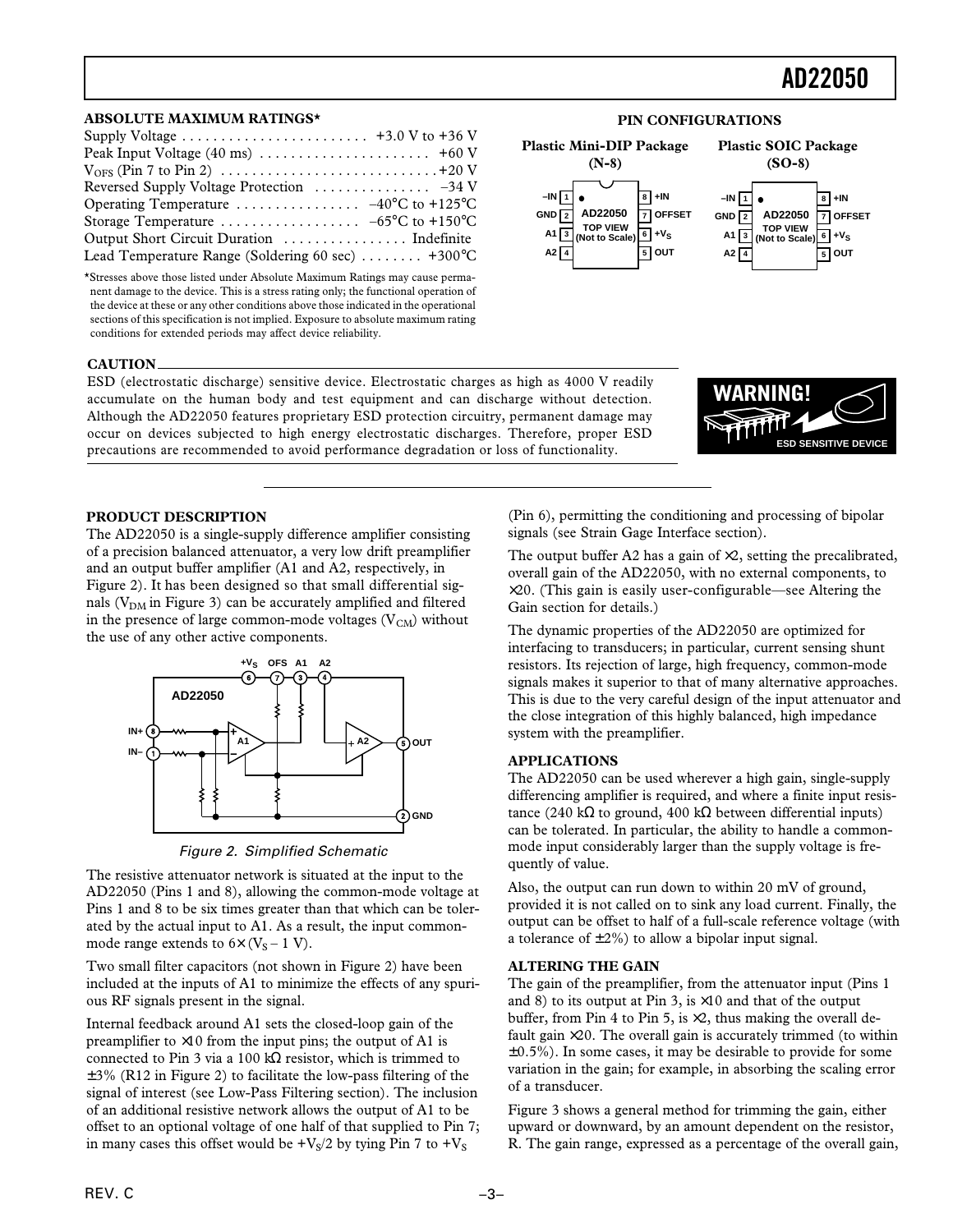## ABSOLUTE MAXIMUM RATINGS*

Supply Voltage . . . . . . . . . . . . . . . . . . . . . . . . +3.0 V to +36 V
Peak Input Voltage (40 ms) . . . . . . . . . . . . . . . . . . . . . +60 V
$V_{OFS}$ (Pin 7 to Pin 2) . . . . . . . . . . . . . . . . . . . . . . . . . . . +20 V
Reversed Supply Voltage Protection . . . . . . . . . . . . . . . –34 V
Operating Temperature . . . . . . . . . . . . . . . . –40°C to +125°C
Storage Temperature . . . . . . . . . . . . . . . . . . –65°C to +150°C
Output Short Circuit Duration . . . . . . . . . . . . . . . . Indefinite
Lead Temperature Range (Soldering 60 sec) . . . . . . . . +300°C

*Stresses above those listed under Absolute Maximum Ratings may cause permanent damage to the device. This is a stress rating only; the functional operation of the device at these or any other conditions above those indicated in the operational sections of this specification is not implied. Exposure to absolute maximum rating conditions for extended periods may affect device reliability.

## PIN CONFIGURATIONS

**Plastic Mini-DIP Package (N-8)** / **Plastic SOIC Package (SO-8)**

AD22050 TOP VIEW (Not to Scale)

| Pin | Name | Pin | Name |
|---|---|---|---|
| 1 | –IN | 8 | +IN |
| 2 | GND | 7 | OFFSET |
| 3 | A1 | 6 | $+V_S$ |
| 4 | A2 | 5 | OUT |

## CAUTION

ESD (electrostatic discharge) sensitive device. Electrostatic charges as high as 4000 V readily accumulate on the human body and test equipment and can discharge without detection. Although the AD22050 features proprietary ESD protection circuitry, permanent damage may occur on devices subjected to high energy electrostatic discharges. Therefore, proper ESD precautions are recommended to avoid performance degradation or loss of functionality.

WARNING! ESD SENSITIVE DEVICE

## PRODUCT DESCRIPTION

The AD22050 is a single-supply difference amplifier consisting of a precision balanced attenuator, a very low drift preamplifier and an output buffer amplifier (A1 and A2, respectively, in Figure 2). It has been designed so that small differential signals ($V_{DM}$ in Figure 3) can be accurately amplified and filtered in the presence of large common-mode voltages ($V_{CM}$) without the use of any other active components.

*Figure 2. Simplified Schematic*

The resistive attenuator network is situated at the input to the AD22050 (Pins 1 and 8), allowing the common-mode voltage at Pins 1 and 8 to be six times greater than that which can be tolerated by the actual input to A1. As a result, the input common-mode range extends to $6 \times (V_S - 1\text{ V})$.

Two small filter capacitors (not shown in Figure 2) have been included at the inputs of A1 to minimize the effects of any spurious RF signals present in the signal.

Internal feedback around A1 sets the closed-loop gain of the preamplifier to ×10 from the input pins; the output of A1 is connected to Pin 3 via a 100 kΩ resistor, which is trimmed to ±3% (R12 in Figure 2) to facilitate the low-pass filtering of the signal of interest (see Low-Pass Filtering section). The inclusion of an additional resistive network allows the output of A1 to be offset to an optional voltage of one half of that supplied to Pin 7; in many cases this offset would be $+V_S/2$ by tying Pin 7 to $+V_S$ (Pin 6), permitting the conditioning and processing of bipolar signals (see Strain Gage Interface section).

The output buffer A2 has a gain of ×2, setting the precalibrated, overall gain of the AD22050, with no external components, to ×20. (This gain is easily user-configurable—see Altering the Gain section for details.)

The dynamic properties of the AD22050 are optimized for interfacing to transducers; in particular, current sensing shunt resistors. Its rejection of large, high frequency, common-mode signals makes it superior to that of many alternative approaches. This is due to the very careful design of the input attenuator and the close integration of this highly balanced, high impedance system with the preamplifier.

## APPLICATIONS

The AD22050 can be used wherever a high gain, single-supply differencing amplifier is required, and where a finite input resistance (240 kΩ to ground, 400 kΩ between differential inputs) can be tolerated. In particular, the ability to handle a common-mode input considerably larger than the supply voltage is frequently of value.

Also, the output can run down to within 20 mV of ground, provided it is not called on to sink any load current. Finally, the output can be offset to half of a full-scale reference voltage (with a tolerance of ±2%) to allow a bipolar input signal.

## ALTERING THE GAIN

The gain of the preamplifier, from the attenuator input (Pins 1 and 8) to its output at Pin 3, is ×10 and that of the output buffer, from Pin 4 to Pin 5, is ×2, thus making the overall default gain ×20. The overall gain is accurately trimmed (to within ±0.5%). In some cases, it may be desirable to provide for some variation in the gain; for example, in absorbing the scaling error of a transducer.

Figure 3 shows a general method for trimming the gain, either upward or downward, by an amount dependent on the resistor, R. The gain range, expressed as a percentage of the overall gain,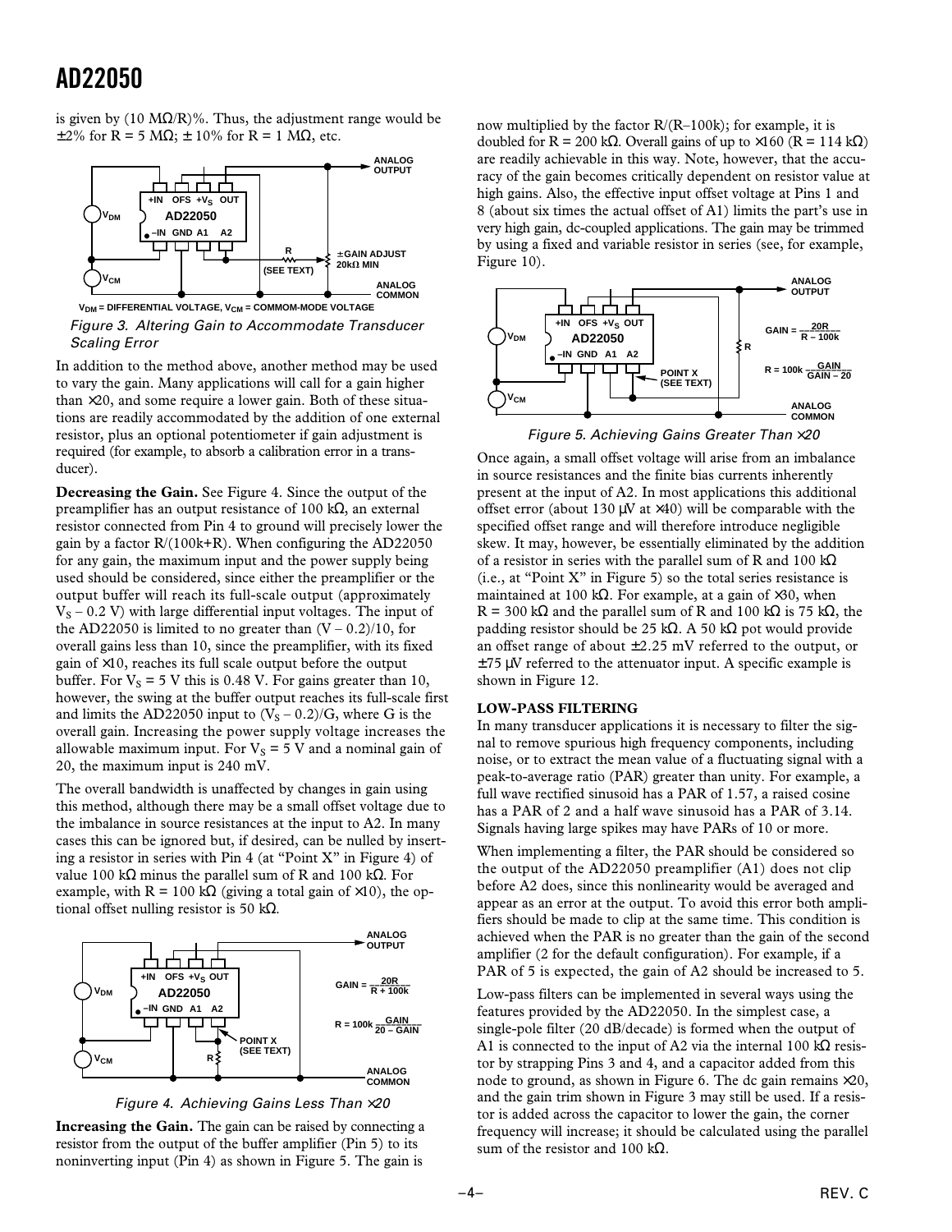is given by (10 MΩ/R)%. Thus, the adjustment range would be ±2% for R = 5 MΩ; ± 10% for R = 1 MΩ, etc.

*Figure 3. Altering Gain to Accommodate Transducer Scaling Error*

In addition to the method above, another method may be used to vary the gain. Many applications will call for a gain higher than ×20, and some require a lower gain. Both of these situations are readily accommodated by the addition of one external resistor, plus an optional potentiometer if gain adjustment is required (for example, to absorb a calibration error in a transducer).

**Decreasing the Gain.** See Figure 4. Since the output of the preamplifier has an output resistance of 100 kΩ, an external resistor connected from Pin 4 to ground will precisely lower the gain by a factor R/(100k+R). When configuring the AD22050 for any gain, the maximum input and the power supply being used should be considered, since either the preamplifier or the output buffer will reach its full-scale output (approximately $V_S$ – 0.2 V) with large differential input voltages. The input of the AD22050 is limited to no greater than ($V$ – 0.2)/10, for overall gains less than 10, since the preamplifier, with its fixed gain of ×10, reaches its full scale output before the output buffer. For $V_S$ = 5 V this is 0.48 V. For gains greater than 10, however, the swing at the buffer output reaches its full-scale first and limits the AD22050 input to ($V_S$ – 0.2)/G, where G is the overall gain. Increasing the power supply voltage increases the allowable maximum input. For $V_S$ = 5 V and a nominal gain of 20, the maximum input is 240 mV.

The overall bandwidth is unaffected by changes in gain using this method, although there may be a small offset voltage due to the imbalance in source resistances at the input to A2. In many cases this can be ignored but, if desired, can be nulled by inserting a resistor in series with Pin 4 (at "Point X" in Figure 4) of value 100 kΩ minus the parallel sum of R and 100 kΩ. For example, with R = 100 kΩ (giving a total gain of ×10), the optional offset nulling resistor is 50 kΩ.

*Figure 4. Achieving Gains Less Than ×20*

**Increasing the Gain.** The gain can be raised by connecting a resistor from the output of the buffer amplifier (Pin 5) to its noninverting input (Pin 4) as shown in Figure 5. The gain is now multiplied by the factor R/(R–100k); for example, it is doubled for R = 200 kΩ. Overall gains of up to ×160 (R = 114 kΩ) are readily achievable in this way. Note, however, that the accuracy of the gain becomes critically dependent on resistor value at high gains. Also, the effective input offset voltage at Pins 1 and 8 (about six times the actual offset of A1) limits the part's use in very high gain, dc-coupled applications. The gain may be trimmed by using a fixed and variable resistor in series (see, for example, Figure 10).

*Figure 5. Achieving Gains Greater Than ×20*

Once again, a small offset voltage will arise from an imbalance in source resistances and the finite bias currents inherently present at the input of A2. In most applications this additional offset error (about 130 μV at ×40) will be comparable with the specified offset range and will therefore introduce negligible skew. It may, however, be essentially eliminated by the addition of a resistor in series with the parallel sum of R and 100 kΩ (i.e., at "Point X" in Figure 5) so the total series resistance is maintained at 100 kΩ. For example, at a gain of ×30, when R = 300 kΩ and the parallel sum of R and 100 kΩ is 75 kΩ, the padding resistor should be 25 kΩ. A 50 kΩ pot would provide an offset range of about ±2.25 mV referred to the output, or ±75 μV referred to the attenuator input. A specific example is shown in Figure 12.

### LOW-PASS FILTERING

In many transducer applications it is necessary to filter the signal to remove spurious high frequency components, including noise, or to extract the mean value of a fluctuating signal with a peak-to-average ratio (PAR) greater than unity. For example, a full wave rectified sinusoid has a PAR of 1.57, a raised cosine has a PAR of 2 and a half wave sinusoid has a PAR of 3.14. Signals having large spikes may have PARs of 10 or more.

When implementing a filter, the PAR should be considered so the output of the AD22050 preamplifier (A1) does not clip before A2 does, since this nonlinearity would be averaged and appear as an error at the output. To avoid this error both amplifiers should be made to clip at the same time. This condition is achieved when the PAR is no greater than the gain of the second amplifier (2 for the default configuration). For example, if a PAR of 5 is expected, the gain of A2 should be increased to 5.

Low-pass filters can be implemented in several ways using the features provided by the AD22050. In the simplest case, a single-pole filter (20 dB/decade) is formed when the output of A1 is connected to the input of A2 via the internal 100 kΩ resistor by strapping Pins 3 and 4, and a capacitor added from this node to ground, as shown in Figure 6. The dc gain remains ×20, and the gain trim shown in Figure 3 may still be used. If a resistor is added across the capacitor to lower the gain, the corner frequency will increase; it should be calculated using the parallel sum of the resistor and 100 kΩ.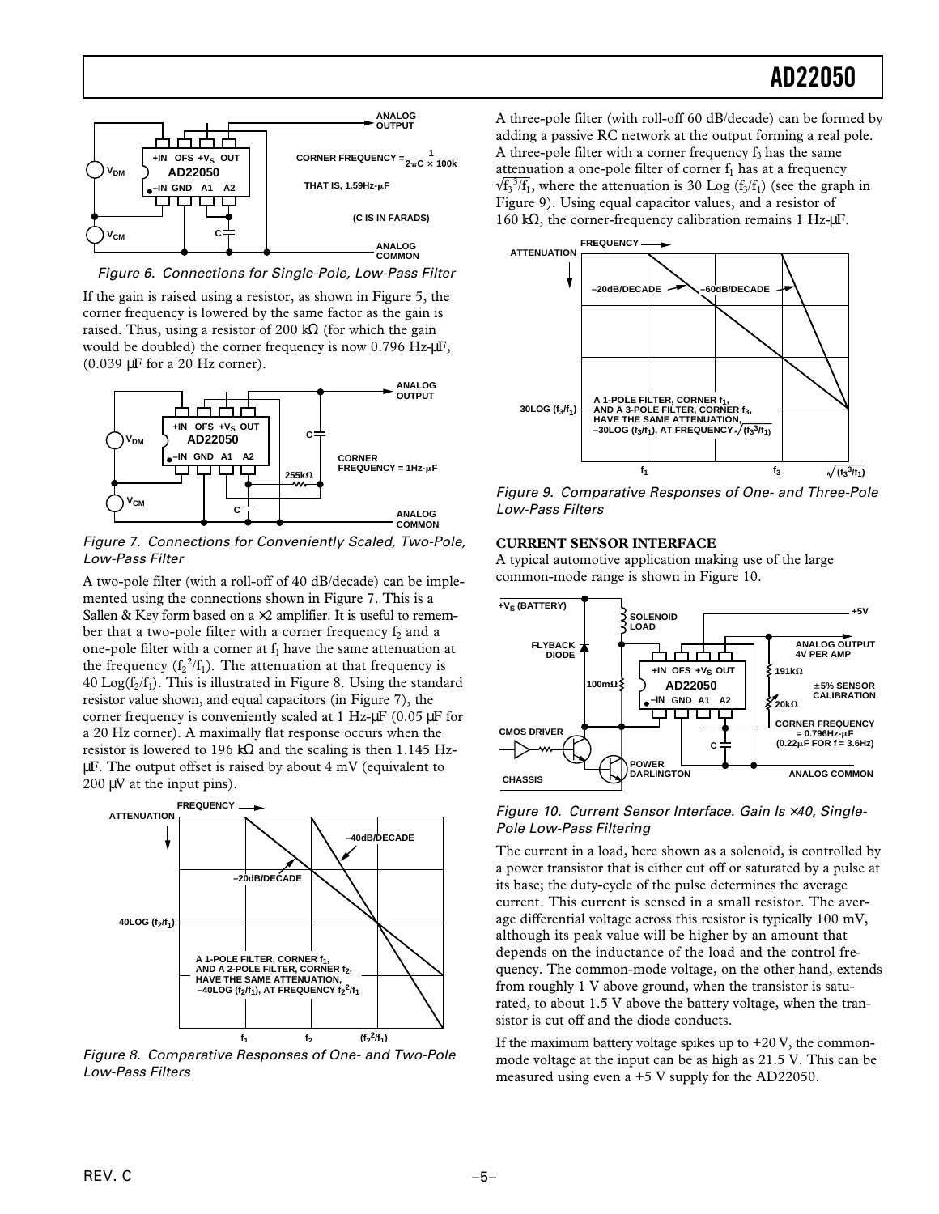Figure 6. Connections for Single-Pole, Low-Pass Filter

If the gain is raised using a resistor, as shown in Figure 5, the corner frequency is lowered by the same factor as the gain is raised. Thus, using a resistor of 200 kΩ (for which the gain would be doubled) the corner frequency is now 0.796 Hz-μF, (0.039 μF for a 20 Hz corner).

Figure 7. Connections for Conveniently Scaled, Two-Pole, Low-Pass Filter

A two-pole filter (with a roll-off of 40 dB/decade) can be implemented using the connections shown in Figure 7. This is a Sallen & Key form based on a ×2 amplifier. It is useful to remember that a two-pole filter with a corner frequency $f_2$ and a one-pole filter with a corner at $f_1$ have the same attenuation at the frequency $(f_2^2/f_1)$. The attenuation at that frequency is 40 Log$(f_2/f_1)$. This is illustrated in Figure 8. Using the standard resistor value shown, and equal capacitors (in Figure 7), the corner frequency is conveniently scaled at 1 Hz-μF (0.05 μF for a 20 Hz corner). A maximally flat response occurs when the resistor is lowered to 196 kΩ and the scaling is then 1.145 Hz-μF. The output offset is raised by about 4 mV (equivalent to 200 μV at the input pins).

Figure 8. Comparative Responses of One- and Two-Pole Low-Pass Filters

A three-pole filter (with roll-off 60 dB/decade) can be formed by adding a passive RC network at the output forming a real pole. A three-pole filter with a corner frequency $f_3$ has the same attenuation a one-pole filter of corner $f_1$ has at a frequency $\sqrt{f_3^3/f_1}$, where the attenuation is 30 Log $(f_3/f_1)$ (see the graph in Figure 9). Using equal capacitor values, and a resistor of 160 kΩ, the corner-frequency calibration remains 1 Hz-μF.

Figure 9. Comparative Responses of One- and Three-Pole Low-Pass Filters

## CURRENT SENSOR INTERFACE

A typical automotive application making use of the large common-mode range is shown in Figure 10.

Figure 10. Current Sensor Interface. Gain Is ×40, Single-Pole Low-Pass Filtering

The current in a load, here shown as a solenoid, is controlled by a power transistor that is either cut off or saturated by a pulse at its base; the duty-cycle of the pulse determines the average current. This current is sensed in a small resistor. The average differential voltage across this resistor is typically 100 mV, although its peak value will be higher by an amount that depends on the inductance of the load and the control frequency. The common-mode voltage, on the other hand, extends from roughly 1 V above ground, when the transistor is saturated, to about 1.5 V above the battery voltage, when the transistor is cut off and the diode conducts.

If the maximum battery voltage spikes up to +20 V, the common-mode voltage at the input can be as high as 21.5 V. This can be measured using even a +5 V supply for the AD22050.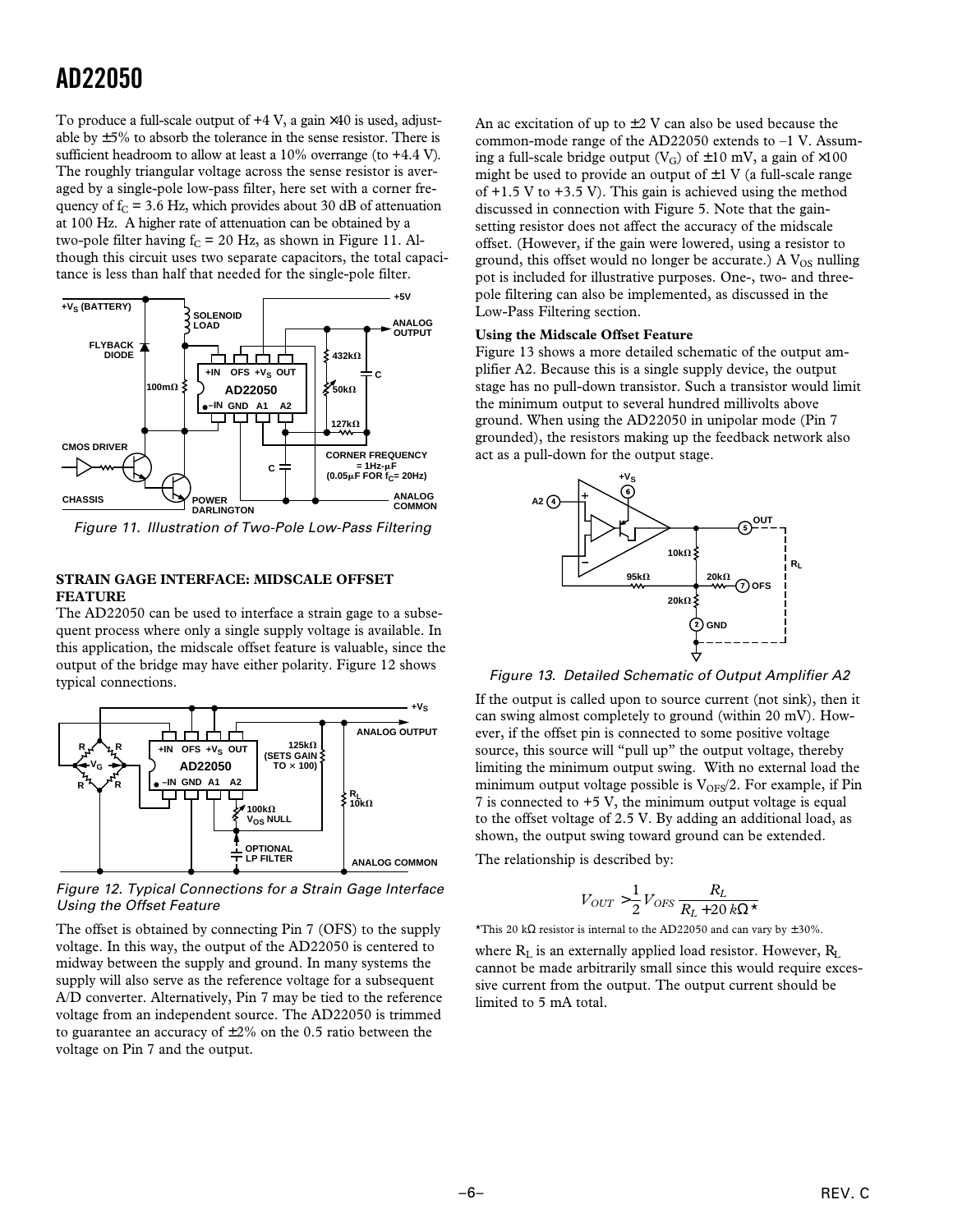To produce a full-scale output of +4 V, a gain ×40 is used, adjustable by ±5% to absorb the tolerance in the sense resistor. There is sufficient headroom to allow at least a 10% overrange (to +4.4 V). The roughly triangular voltage across the sense resistor is averaged by a single-pole low-pass filter, here set with a corner frequency of $f_C$ = 3.6 Hz, which provides about 30 dB of attenuation at 100 Hz. A higher rate of attenuation can be obtained by a two-pole filter having $f_C$ = 20 Hz, as shown in Figure 11. Although this circuit uses two separate capacitors, the total capacitance is less than half that needed for the single-pole filter.

*Figure 11. Illustration of Two-Pole Low-Pass Filtering*

## STRAIN GAGE INTERFACE: MIDSCALE OFFSET FEATURE

The AD22050 can be used to interface a strain gage to a subsequent process where only a single supply voltage is available. In this application, the midscale offset feature is valuable, since the output of the bridge may have either polarity. Figure 12 shows typical connections.

*Figure 12. Typical Connections for a Strain Gage Interface Using the Offset Feature*

The offset is obtained by connecting Pin 7 (OFS) to the supply voltage. In this way, the output of the AD22050 is centered to midway between the supply and ground. In many systems the supply will also serve as the reference voltage for a subsequent A/D converter. Alternatively, Pin 7 may be tied to the reference voltage from an independent source. The AD22050 is trimmed to guarantee an accuracy of ±2% on the 0.5 ratio between the voltage on Pin 7 and the output.

An ac excitation of up to ±2 V can also be used because the common-mode range of the AD22050 extends to –1 V. Assuming a full-scale bridge output ($V_G$) of ±10 mV, a gain of ×100 might be used to provide an output of ±1 V (a full-scale range of +1.5 V to +3.5 V). This gain is achieved using the method discussed in connection with Figure 5. Note that the gain-setting resistor does not affect the accuracy of the midscale offset. (However, if the gain were lowered, using a resistor to ground, this offset would no longer be accurate.) A $V_{OS}$ nulling pot is included for illustrative purposes. One-, two- and three-pole filtering can also be implemented, as discussed in the Low-Pass Filtering section.

**Using the Midscale Offset Feature**

Figure 13 shows a more detailed schematic of the output amplifier A2. Because this is a single supply device, the output stage has no pull-down transistor. Such a transistor would limit the minimum output to several hundred millivolts above ground. When using the AD22050 in unipolar mode (Pin 7 grounded), the resistors making up the feedback network also act as a pull-down for the output stage.

*Figure 13. Detailed Schematic of Output Amplifier A2*

If the output is called upon to source current (not sink), then it can swing almost completely to ground (within 20 mV). However, if the offset pin is connected to some positive voltage source, this source will "pull up" the output voltage, thereby limiting the minimum output swing. With no external load the minimum output voltage possible is $V_{OFS}/2$. For example, if Pin 7 is connected to +5 V, the minimum output voltage is equal to the offset voltage of 2.5 V. By adding an additional load, as shown, the output swing toward ground can be extended.

The relationship is described by:

$$V_{OUT} > \frac{1}{2} V_{OFS} \frac{R_L}{R_L + 20\,k\Omega^{*}}$$

*This 20 kΩ resistor is internal to the AD22050 and can vary by ±30%.

where $R_L$ is an externally applied load resistor. However, $R_L$ cannot be made arbitrarily small since this would require excessive current from the output. The output current should be limited to 5 mA total.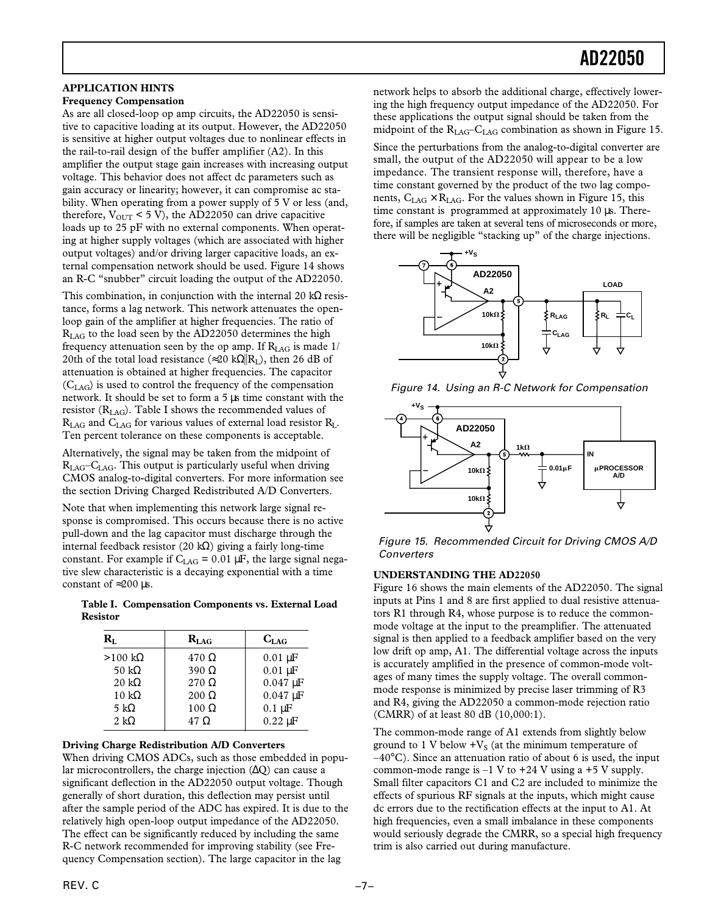## APPLICATION HINTS

### Frequency Compensation

As are all closed-loop op amp circuits, the AD22050 is sensitive to capacitive loading at its output. However, the AD22050 is sensitive at higher output voltages due to nonlinear effects in the rail-to-rail design of the buffer amplifier (A2). In this amplifier the output stage gain increases with increasing output voltage. This behavior does not affect dc parameters such as gain accuracy or linearity; however, it can compromise ac stability. When operating from a power supply of 5 V or less (and, therefore, $V_{OUT}$ < 5 V), the AD22050 can drive capacitive loads up to 25 pF with no external components. When operating at higher supply voltages (which are associated with higher output voltages) and/or driving larger capacitive loads, an external compensation network should be used. Figure 14 shows an R-C "snubber" circuit loading the output of the AD22050.

This combination, in conjunction with the internal 20 kΩ resistance, forms a lag network. This network attenuates the open-loop gain of the amplifier at higher frequencies. The ratio of $R_{LAG}$ to the load seen by the AD22050 determines the high frequency attenuation seen by the op amp. If $R_{LAG}$ is made 1/20th of the total load resistance (≈20 kΩ||$R_L$), then 26 dB of attenuation is obtained at higher frequencies. The capacitor ($C_{LAG}$) is used to control the frequency of the compensation network. It should be set to form a 5 µs time constant with the resistor ($R_{LAG}$). Table I shows the recommended values of $R_{LAG}$ and $C_{LAG}$ for various values of external load resistor $R_L$. Ten percent tolerance on these components is acceptable.

Alternatively, the signal may be taken from the midpoint of $R_{LAG}$–$C_{LAG}$. This output is particularly useful when driving CMOS analog-to-digital converters. For more information see the section Driving Charged Redistributed A/D Converters.

Note that when implementing this network large signal response is compromised. This occurs because there is no active pull-down and the lag capacitor must discharge through the internal feedback resistor (20 kΩ) giving a fairly long-time constant. For example if $C_{LAG}$ = 0.01 µF, the large signal negative slew characteristic is a decaying exponential with a time constant of ≈200 µs.

**Table I. Compensation Components vs. External Load Resistor**

| $R_L$ | $R_{LAG}$ | $C_{LAG}$ |
|---|---|---|
| >100 kΩ | 470 Ω | 0.01 µF |
| 50 kΩ | 390 Ω | 0.01 µF |
| 20 kΩ | 270 Ω | 0.047 µF |
| 10 kΩ | 200 Ω | 0.047 µF |
| 5 kΩ | 100 Ω | 0.1 µF |
| 2 kΩ | 47 Ω | 0.22 µF |

### Driving Charge Redistribution A/D Converters

When driving CMOS ADCs, such as those embedded in popular microcontrollers, the charge injection (ΔQ) can cause a significant deflection in the AD22050 output voltage. Though generally of short duration, this deflection may persist until after the sample period of the ADC has expired. It is due to the relatively high open-loop output impedance of the AD22050. The effect can be significantly reduced by including the same R-C network recommended for improving stability (see Frequency Compensation section). The large capacitor in the lag network helps to absorb the additional charge, effectively lowering the high frequency output impedance of the AD22050. For these applications the output signal should be taken from the midpoint of the $R_{LAG}$–$C_{LAG}$ combination as shown in Figure 15.

Since the perturbations from the analog-to-digital converter are small, the output of the AD22050 will appear to be a low impedance. The transient response will, therefore, have a time constant governed by the product of the two lag components, $C_{LAG} \times R_{LAG}$. For the values shown in Figure 15, this time constant is programmed at approximately 10 µs. Therefore, if samples are taken at several tens of microseconds or more, there will be negligible "stacking up" of the charge injections.

*Figure 14. Using an R-C Network for Compensation*

*Figure 15. Recommended Circuit for Driving CMOS A/D Converters*

## UNDERSTANDING THE AD22050

Figure 16 shows the main elements of the AD22050. The signal inputs at Pins 1 and 8 are first applied to dual resistive attenuators R1 through R4, whose purpose is to reduce the common-mode voltage at the input to the preamplifier. The attenuated signal is then applied to a feedback amplifier based on the very low drift op amp, A1. The differential voltage across the inputs is accurately amplified in the presence of common-mode voltages of many times the supply voltage. The overall common-mode response is minimized by precise laser trimming of R3 and R4, giving the AD22050 a common-mode rejection ratio (CMRR) of at least 80 dB (10,000:1).

The common-mode range of A1 extends from slightly below ground to 1 V below $+V_S$ (at the minimum temperature of –40°C). Since an attenuation ratio of about 6 is used, the input common-mode range is –1 V to +24 V using a +5 V supply. Small filter capacitors C1 and C2 are included to minimize the effects of spurious RF signals at the inputs, which might cause dc errors due to the rectification effects at the input to A1. At high frequencies, even a small imbalance in these components would seriously degrade the CMRR, so a special high frequency trim is also carried out during manufacture.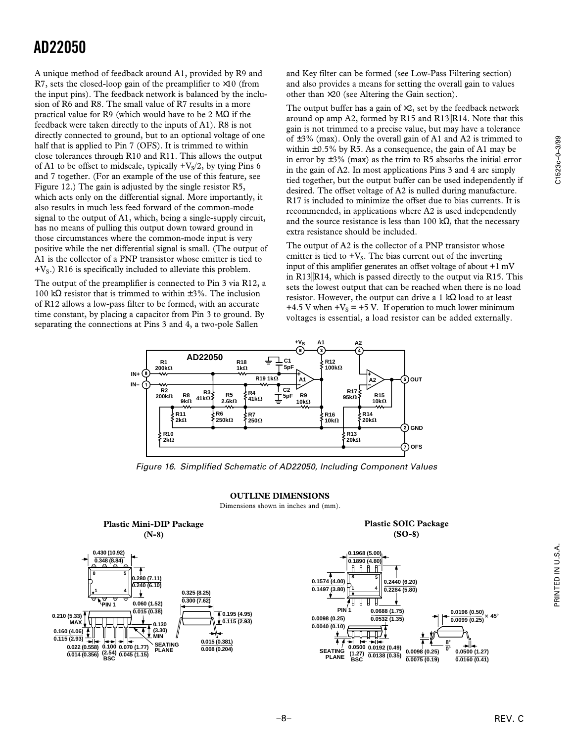A unique method of feedback around A1, provided by R9 and R7, sets the closed-loop gain of the preamplifier to ×10 (from the input pins). The feedback network is balanced by the inclusion of R6 and R8. The small value of R7 results in a more practical value for R9 (which would have to be 2 MΩ if the feedback were taken directly to the inputs of A1). R8 is not directly connected to ground, but to an optional voltage of one half that is applied to Pin 7 (OFS). It is trimmed to within close tolerances through R10 and R11. This allows the output of A1 to be offset to midscale, typically $+V_S/2$, by tying Pins 6 and 7 together. (For an example of the use of this feature, see Figure 12.) The gain is adjusted by the single resistor R5, which acts only on the differential signal. More importantly, it also results in much less feed forward of the common-mode signal to the output of A1, which, being a single-supply circuit, has no means of pulling this output down toward ground in those circumstances where the common-mode input is very positive while the net differential signal is small. (The output of A1 is the collector of a PNP transistor whose emitter is tied to $+V_S$.) R16 is specifically included to alleviate this problem.

The output of the preamplifier is connected to Pin 3 via R12, a 100 kΩ resistor that is trimmed to within ±3%. The inclusion of R12 allows a low-pass filter to be formed, with an accurate time constant, by placing a capacitor from Pin 3 to ground. By separating the connections at Pins 3 and 4, a two-pole Sallen and Key filter can be formed (see Low-Pass Filtering section) and also provides a means for setting the overall gain to values other than ×20 (see Altering the Gain section).

The output buffer has a gain of ×2, set by the feedback network around op amp A2, formed by R15 and R13‖R14. Note that this gain is not trimmed to a precise value, but may have a tolerance of ±3% (max). Only the overall gain of A1 and A2 is trimmed to within ±0.5% by R5. As a consequence, the gain of A1 may be in error by ±3% (max) as the trim to R5 absorbs the initial error in the gain of A2. In most applications Pins 3 and 4 are simply tied together, but the output buffer can be used independently if desired. The offset voltage of A2 is nulled during manufacture. R17 is included to minimize the offset due to bias currents. It is recommended, in applications where A2 is used independently and the source resistance is less than 100 kΩ, that the necessary extra resistance should be included.

The output of A2 is the collector of a PNP transistor whose emitter is tied to $+V_S$. The bias current out of the inverting input of this amplifier generates an offset voltage of about +1 mV in R13‖R14, which is passed directly to the output via R15. This sets the lowest output that can be reached when there is no load resistor. However, the output can drive a 1 kΩ load to at least +4.5 V when $+V_S$ = +5 V. If operation to much lower minimum voltages is essential, a load resistor can be added externally.

AD22050
+VS 6, A1 3, A2 4
R1 200kΩ, R2 200kΩ, R18 1kΩ, R19 1kΩ, C1 5pF, C2 5pF, R12 100kΩ
IN+ 8, IN– 1, OUT 5, GND 2, OFS 7
R8 9kΩ, R3 41kΩ, R5 2.6kΩ, R4 41kΩ, R9 10kΩ, R17 95kΩ, R15 10kΩ
R11 2kΩ, R6 250kΩ, R7 250Ω, R16 10kΩ, R14 20kΩ
R10 2kΩ, R13 20kΩ

*Figure 16. Simplified Schematic of AD22050, Including Component Values*

## OUTLINE DIMENSIONS

Dimensions shown in inches and (mm).

### Plastic Mini-DIP Package (N-8)

0.430 (10.92)
0.348 (8.84)
0.280 (7.11)
0.240 (6.10)
PIN 1
0.060 (1.52)
0.015 (0.38)
0.325 (8.25)
0.300 (7.62)
0.210 (5.33) MAX
0.130 (3.30) MIN
0.195 (4.95)
0.115 (2.93)
0.160 (4.06)
0.115 (2.93)
0.022 (0.558)
0.014 (0.356)
0.100 (2.54) BSC
0.070 (1.77)
0.045 (1.15)
SEATING PLANE
0.015 (0.381)
0.008 (0.204)

### Plastic SOIC Package (SO-8)

0.1968 (5.00)
0.1890 (4.80)
0.1574 (4.00)
0.1497 (3.80)
0.2440 (6.20)
0.2284 (5.80)
PIN 1
0.0688 (1.75)
0.0532 (1.35)
0.0098 (0.25)
0.0040 (0.10)
0.0196 (0.50)
0.0099 (0.25) × 45°
SEATING PLANE
0.0500 (1.27) BSC
0.0192 (0.49)
0.0138 (0.35)
0.0098 (0.25)
0.0075 (0.19)
8°
0°
0.0500 (1.27)
0.0160 (0.41)

C1523c–0–3/99

PRINTED IN U.S.A.